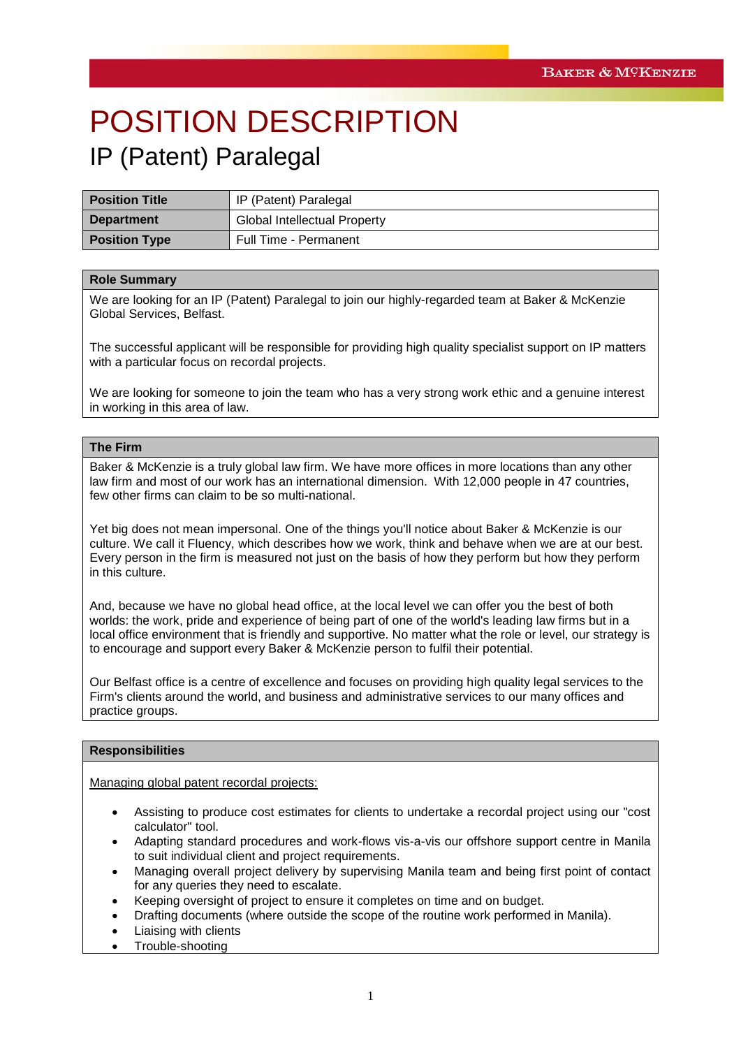# POSITION DESCRIPTION

## IP (Patent) Paralegal

| **Position Title** | IP (Patent) Paralegal |
|---|---|
| **Department** | Global Intellectual Property |
| **Position Type** | Full Time - Permanent |

### Role Summary

We are looking for an IP (Patent) Paralegal to join our highly-regarded team at Baker & McKenzie Global Services, Belfast.

The successful applicant will be responsible for providing high quality specialist support on IP matters with a particular focus on recordal projects.

We are looking for someone to join the team who has a very strong work ethic and a genuine interest in working in this area of law.

### The Firm

Baker & McKenzie is a truly global law firm. We have more offices in more locations than any other law firm and most of our work has an international dimension. With 12,000 people in 47 countries, few other firms can claim to be so multi-national.

Yet big does not mean impersonal. One of the things you'll notice about Baker & McKenzie is our culture. We call it Fluency, which describes how we work, think and behave when we are at our best. Every person in the firm is measured not just on the basis of how they perform but how they perform in this culture.

And, because we have no global head office, at the local level we can offer you the best of both worlds: the work, pride and experience of being part of one of the world's leading law firms but in a local office environment that is friendly and supportive. No matter what the role or level, our strategy is to encourage and support every Baker & McKenzie person to fulfil their potential.

Our Belfast office is a centre of excellence and focuses on providing high quality legal services to the Firm's clients around the world, and business and administrative services to our many offices and practice groups.

### Responsibilities

Managing global patent recordal projects:

- Assisting to produce cost estimates for clients to undertake a recordal project using our "cost calculator" tool.
- Adapting standard procedures and work-flows vis-a-vis our offshore support centre in Manila to suit individual client and project requirements.
- Managing overall project delivery by supervising Manila team and being first point of contact for any queries they need to escalate.
- Keeping oversight of project to ensure it completes on time and on budget.
- Drafting documents (where outside the scope of the routine work performed in Manila).
- Liaising with clients
- Trouble-shooting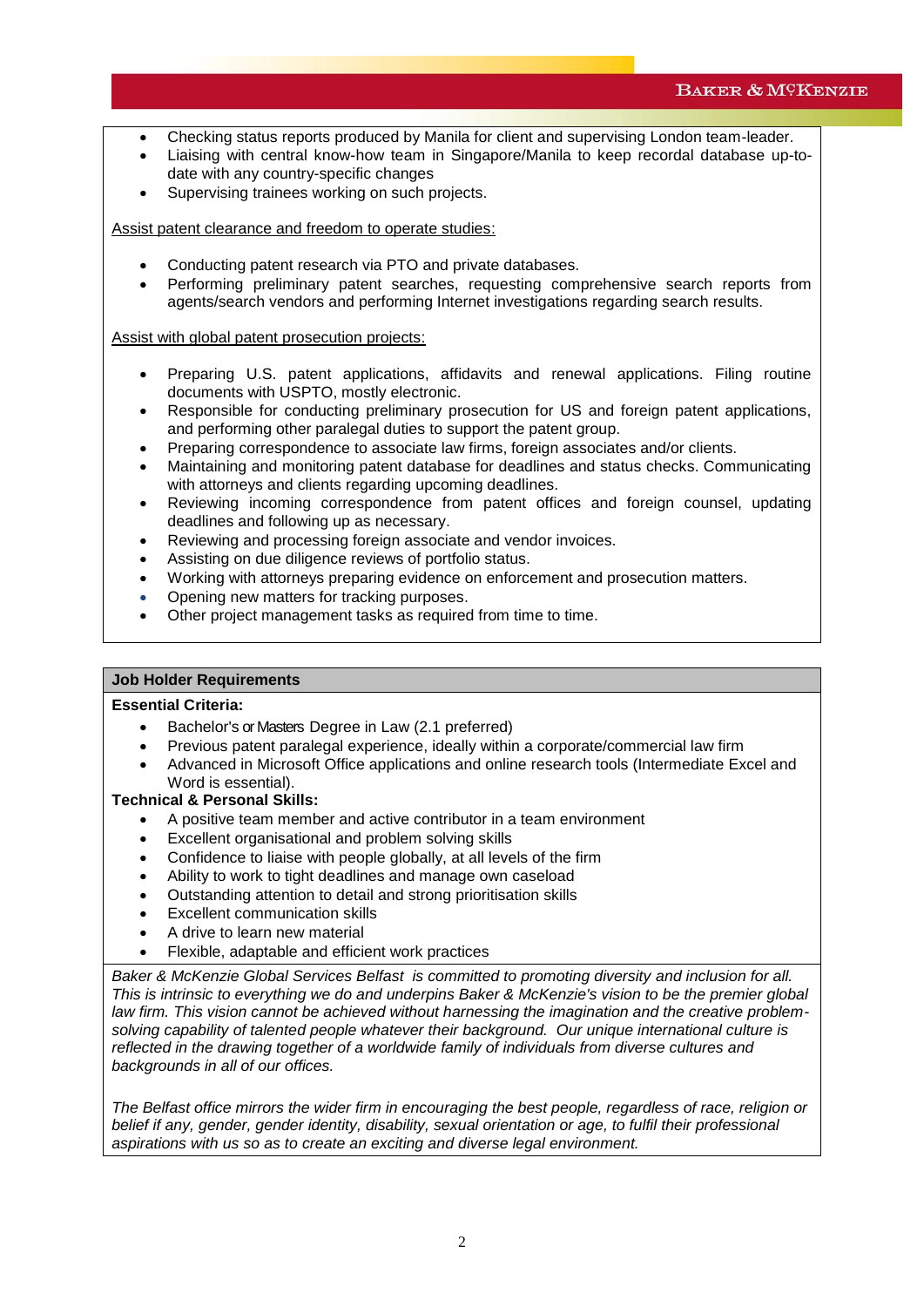- Checking status reports produced by Manila for client and supervising London team-leader.
- Liaising with central know-how team in Singapore/Manila to keep recordal database up-to-date with any country-specific changes
- Supervising trainees working on such projects.

Assist patent clearance and freedom to operate studies:

- Conducting patent research via PTO and private databases.
- Performing preliminary patent searches, requesting comprehensive search reports from agents/search vendors and performing Internet investigations regarding search results.

Assist with global patent prosecution projects:

- Preparing U.S. patent applications, affidavits and renewal applications. Filing routine documents with USPTO, mostly electronic.
- Responsible for conducting preliminary prosecution for US and foreign patent applications, and performing other paralegal duties to support the patent group.
- Preparing correspondence to associate law firms, foreign associates and/or clients.
- Maintaining and monitoring patent database for deadlines and status checks. Communicating with attorneys and clients regarding upcoming deadlines.
- Reviewing incoming correspondence from patent offices and foreign counsel, updating deadlines and following up as necessary.
- Reviewing and processing foreign associate and vendor invoices.
- Assisting on due diligence reviews of portfolio status.
- Working with attorneys preparing evidence on enforcement and prosecution matters.
- Opening new matters for tracking purposes.
- Other project management tasks as required from time to time.

**Job Holder Requirements**

**Essential Criteria:**

- Bachelor's or Masters Degree in Law (2.1 preferred)
- Previous patent paralegal experience, ideally within a corporate/commercial law firm
- Advanced in Microsoft Office applications and online research tools (Intermediate Excel and Word is essential).

**Technical & Personal Skills:**

- A positive team member and active contributor in a team environment
- Excellent organisational and problem solving skills
- Confidence to liaise with people globally, at all levels of the firm
- Ability to work to tight deadlines and manage own caseload
- Outstanding attention to detail and strong prioritisation skills
- Excellent communication skills
- A drive to learn new material
- Flexible, adaptable and efficient work practices

*Baker & McKenzie Global Services Belfast is committed to promoting diversity and inclusion for all. This is intrinsic to everything we do and underpins Baker & McKenzie's vision to be the premier global law firm. This vision cannot be achieved without harnessing the imagination and the creative problem-solving capability of talented people whatever their background. Our unique international culture is reflected in the drawing together of a worldwide family of individuals from diverse cultures and backgrounds in all of our offices.*

*The Belfast office mirrors the wider firm in encouraging the best people, regardless of race, religion or belief if any, gender, gender identity, disability, sexual orientation or age, to fulfil their professional aspirations with us so as to create an exciting and diverse legal environment.*